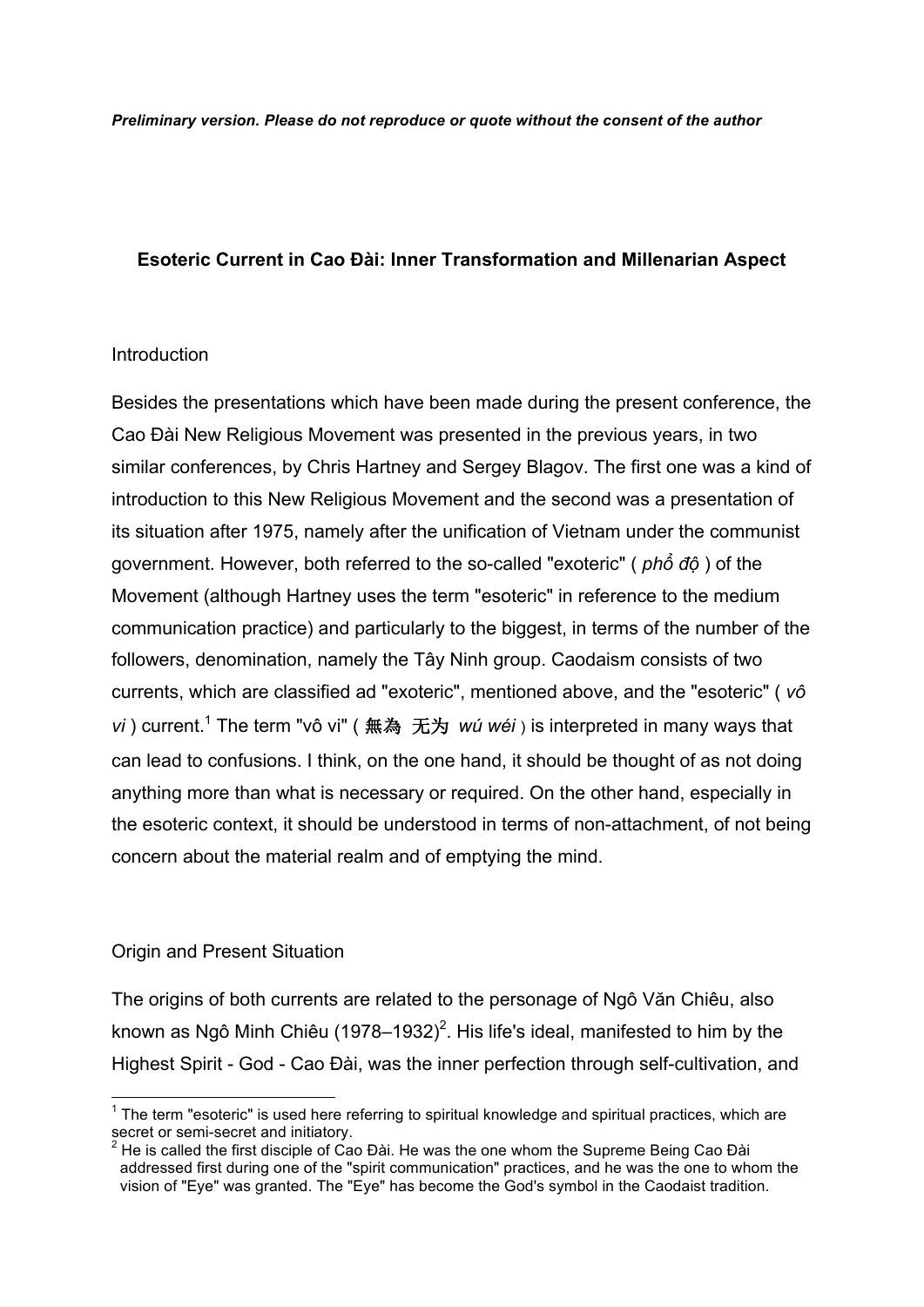*Preliminary version. Please do not reproduce or quote without the consent of the author*

# Esoteric Current in Cao Đài: Inner Transformation and Millenarian Aspect

## Introduction

Besides the presentations which have been made during the present conference, the Cao Đài New Religious Movement was presented in the previous years, in two similar conferences, by Chris Hartney and Sergey Blagov. The first one was a kind of introduction to this New Religious Movement and the second was a presentation of its situation after 1975, namely after the unification of Vietnam under the communist government. However, both referred to the so-called "exoteric" ( *phổ độ* ) of the Movement (although Hartney uses the term "esoteric" in reference to the medium communication practice) and particularly to the biggest, in terms of the number of the followers, denomination, namely the Tây Ninh group. Caodaism consists of two currents, which are classified ad "exoteric", mentioned above, and the "esoteric" ( *vô vi* ) current.[1] The term "vô vi" ( 無為 无为 *wú wéi* ) is interpreted in many ways that can lead to confusions. I think, on the one hand, it should be thought of as not doing anything more than what is necessary or required. On the other hand, especially in the esoteric context, it should be understood in terms of non-attachment, of not being concern about the material realm and of emptying the mind.

## Origin and Present Situation

The origins of both currents are related to the personage of Ngô Văn Chiêu, also known as Ngô Minh Chiêu (1978–1932)[2]. His life's ideal, manifested to him by the Highest Spirit - God - Cao Đài, was the inner perfection through self-cultivation, and

---

[1] The term "esoteric" is used here referring to spiritual knowledge and spiritual practices, which are secret or semi-secret and initiatory.

[2] He is called the first disciple of Cao Đài. He was the one whom the Supreme Being Cao Đài addressed first during one of the "spirit communication" practices, and he was the one to whom the vision of "Eye" was granted. The "Eye" has become the God's symbol in the Caodaist tradition.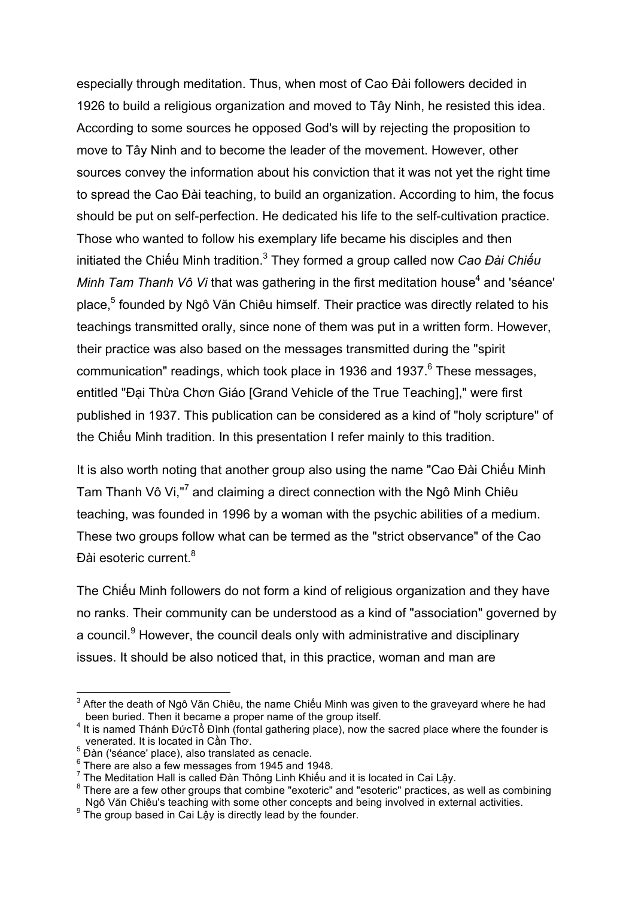especially through meditation. Thus, when most of Cao Đài followers decided in 1926 to build a religious organization and moved to Tây Ninh, he resisted this idea. According to some sources he opposed God's will by rejecting the proposition to move to Tây Ninh and to become the leader of the movement. However, other sources convey the information about his conviction that it was not yet the right time to spread the Cao Đài teaching, to build an organization. According to him, the focus should be put on self-perfection. He dedicated his life to the self-cultivation practice. Those who wanted to follow his exemplary life became his disciples and then initiated the Chiếu Minh tradition.[3] They formed a group called now *Cao Đài Chiếu Minh Tam Thanh Vô Vi* that was gathering in the first meditation house[4] and 'séance' place,[5] founded by Ngô Văn Chiêu himself. Their practice was directly related to his teachings transmitted orally, since none of them was put in a written form. However, their practice was also based on the messages transmitted during the "spirit communication" readings, which took place in 1936 and 1937.[6] These messages, entitled "Đại Thừa Chơn Giáo [Grand Vehicle of the True Teaching]," were first published in 1937. This publication can be considered as a kind of "holy scripture" of the Chiếu Minh tradition. In this presentation I refer mainly to this tradition.

It is also worth noting that another group also using the name "Cao Đài Chiếu Minh Tam Thanh Vô Vi,"[7] and claiming a direct connection with the Ngô Minh Chiêu teaching, was founded in 1996 by a woman with the psychic abilities of a medium. These two groups follow what can be termed as the "strict observance" of the Cao Đài esoteric current.[8]

The Chiếu Minh followers do not form a kind of religious organization and they have no ranks. Their community can be understood as a kind of "association" governed by a council.[9] However, the council deals only with administrative and disciplinary issues. It should be also noticed that, in this practice, woman and man are

---

[3] After the death of Ngô Văn Chiêu, the name Chiếu Minh was given to the graveyard where he had been buried. Then it became a proper name of the group itself.

[4] It is named Thánh ĐứcTổ Đình (fontal gathering place), now the sacred place where the founder is venerated. It is located in Cần Thơ.

[5] Đàn ('séance' place), also translated as cenacle.

[6] There are also a few messages from 1945 and 1948.

[7] The Meditation Hall is called Đàn Thông Linh Khiếu and it is located in Cai Lậy.

[8] There are a few other groups that combine "exoteric" and "esoteric" practices, as well as combining Ngô Văn Chiêu's teaching with some other concepts and being involved in external activities.

[9] The group based in Cai Lậy is directly lead by the founder.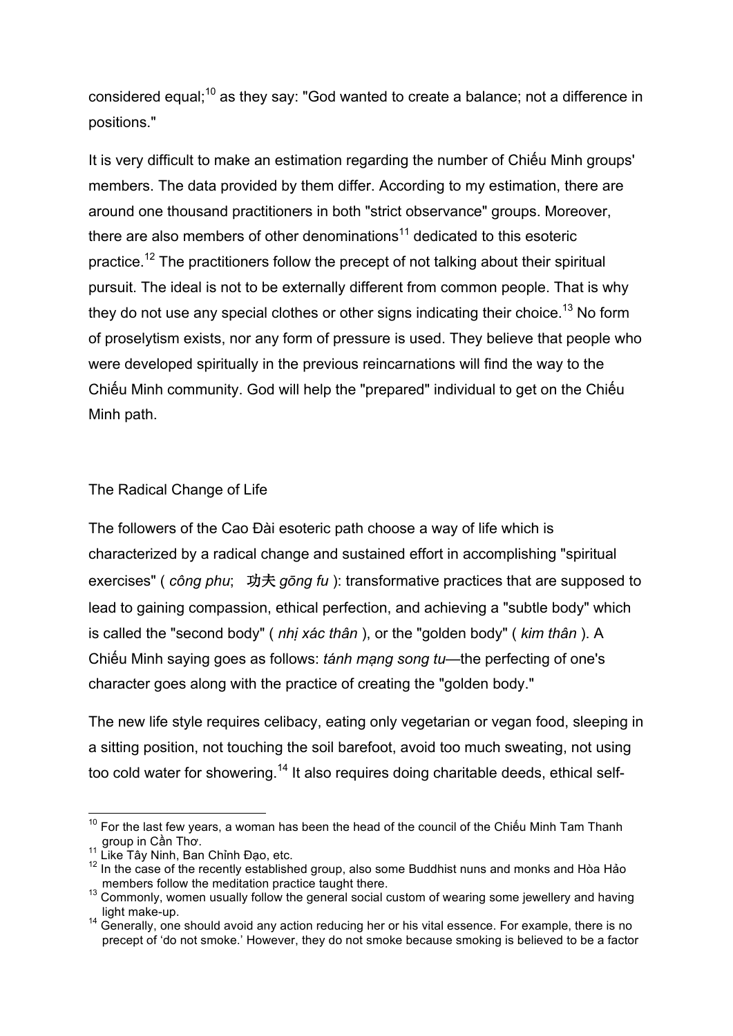considered equal;[10] as they say: "God wanted to create a balance; not a difference in positions."

It is very difficult to make an estimation regarding the number of Chiếu Minh groups' members. The data provided by them differ. According to my estimation, there are around one thousand practitioners in both "strict observance" groups. Moreover, there are also members of other denominations[11] dedicated to this esoteric practice.[12] The practitioners follow the precept of not talking about their spiritual pursuit. The ideal is not to be externally different from common people. That is why they do not use any special clothes or other signs indicating their choice.[13] No form of proselytism exists, nor any form of pressure is used. They believe that people who were developed spiritually in the previous reincarnations will find the way to the Chiếu Minh community. God will help the "prepared" individual to get on the Chiếu Minh path.

## The Radical Change of Life

The followers of the Cao Đài esoteric path choose a way of life which is characterized by a radical change and sustained effort in accomplishing "spiritual exercises" ( *công phu*; 功夫 *gōng fu* ): transformative practices that are supposed to lead to gaining compassion, ethical perfection, and achieving a "subtle body" which is called the "second body" ( *nhị xác thân* ), or the "golden body" ( *kim thân* ). A Chiếu Minh saying goes as follows: *tánh mạng song tu*—the perfecting of one's character goes along with the practice of creating the "golden body."

The new life style requires celibacy, eating only vegetarian or vegan food, sleeping in a sitting position, not touching the soil barefoot, avoid too much sweating, not using too cold water for showering.[14] It also requires doing charitable deeds, ethical self-

---

[10] For the last few years, a woman has been the head of the council of the Chiếu Minh Tam Thanh group in Cần Thơ.

[11] Like Tây Ninh, Ban Chỉnh Đạo, etc.

[12] In the case of the recently established group, also some Buddhist nuns and monks and Hòa Hảo members follow the meditation practice taught there.

[13] Commonly, women usually follow the general social custom of wearing some jewellery and having light make-up.

[14] Generally, one should avoid any action reducing her or his vital essence. For example, there is no precept of 'do not smoke.' However, they do not smoke because smoking is believed to be a factor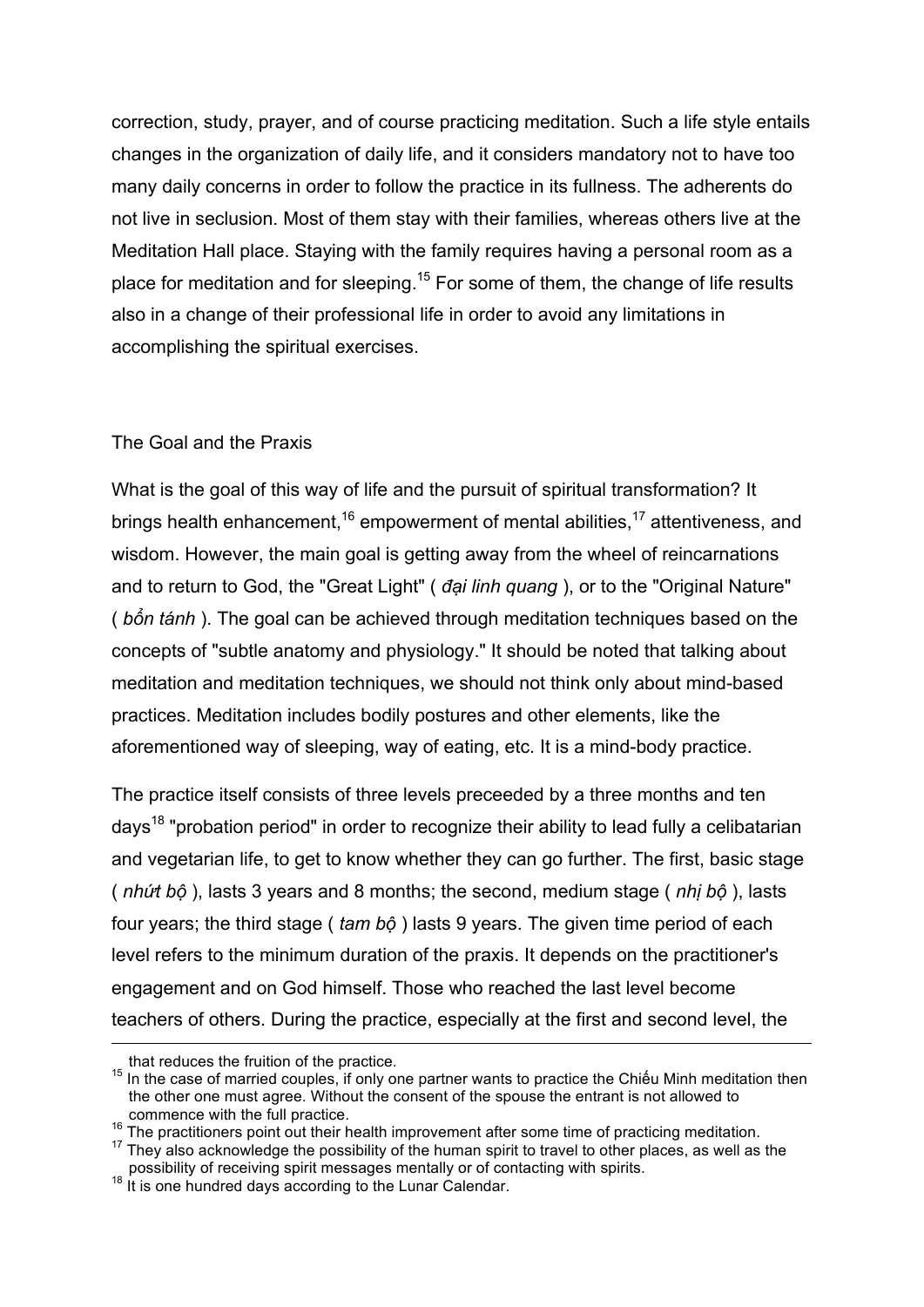correction, study, prayer, and of course practicing meditation. Such a life style entails changes in the organization of daily life, and it considers mandatory not to have too many daily concerns in order to follow the practice in its fullness. The adherents do not live in seclusion. Most of them stay with their families, whereas others live at the Meditation Hall place. Staying with the family requires having a personal room as a place for meditation and for sleeping.[15] For some of them, the change of life results also in a change of their professional life in order to avoid any limitations in accomplishing the spiritual exercises.

## The Goal and the Praxis

What is the goal of this way of life and the pursuit of spiritual transformation? It brings health enhancement,[16] empowerment of mental abilities,[17] attentiveness, and wisdom. However, the main goal is getting away from the wheel of reincarnations and to return to God, the "Great Light" ( *đại linh quang* ), or to the "Original Nature" ( *bổn tánh* ). The goal can be achieved through meditation techniques based on the concepts of "subtle anatomy and physiology." It should be noted that talking about meditation and meditation techniques, we should not think only about mind-based practices. Meditation includes bodily postures and other elements, like the aforementioned way of sleeping, way of eating, etc. It is a mind-body practice.

The practice itself consists of three levels preceeded by a three months and ten days[18] "probation period" in order to recognize their ability to lead fully a celibatarian and vegetarian life, to get to know whether they can go further. The first, basic stage ( *nhứt bộ* ), lasts 3 years and 8 months; the second, medium stage ( *nhị bộ* ), lasts four years; the third stage ( *tam bộ* ) lasts 9 years. The given time period of each level refers to the minimum duration of the praxis. It depends on the practitioner's engagement and on God himself. Those who reached the last level become teachers of others. During the practice, especially at the first and second level, the

---

that reduces the fruition of the practice.

[15] In the case of married couples, if only one partner wants to practice the Chiếu Minh meditation then the other one must agree. Without the consent of the spouse the entrant is not allowed to commence with the full practice.

[16] The practitioners point out their health improvement after some time of practicing meditation.

[17] They also acknowledge the possibility of the human spirit to travel to other places, as well as the possibility of receiving spirit messages mentally or of contacting with spirits.

[18] It is one hundred days according to the Lunar Calendar.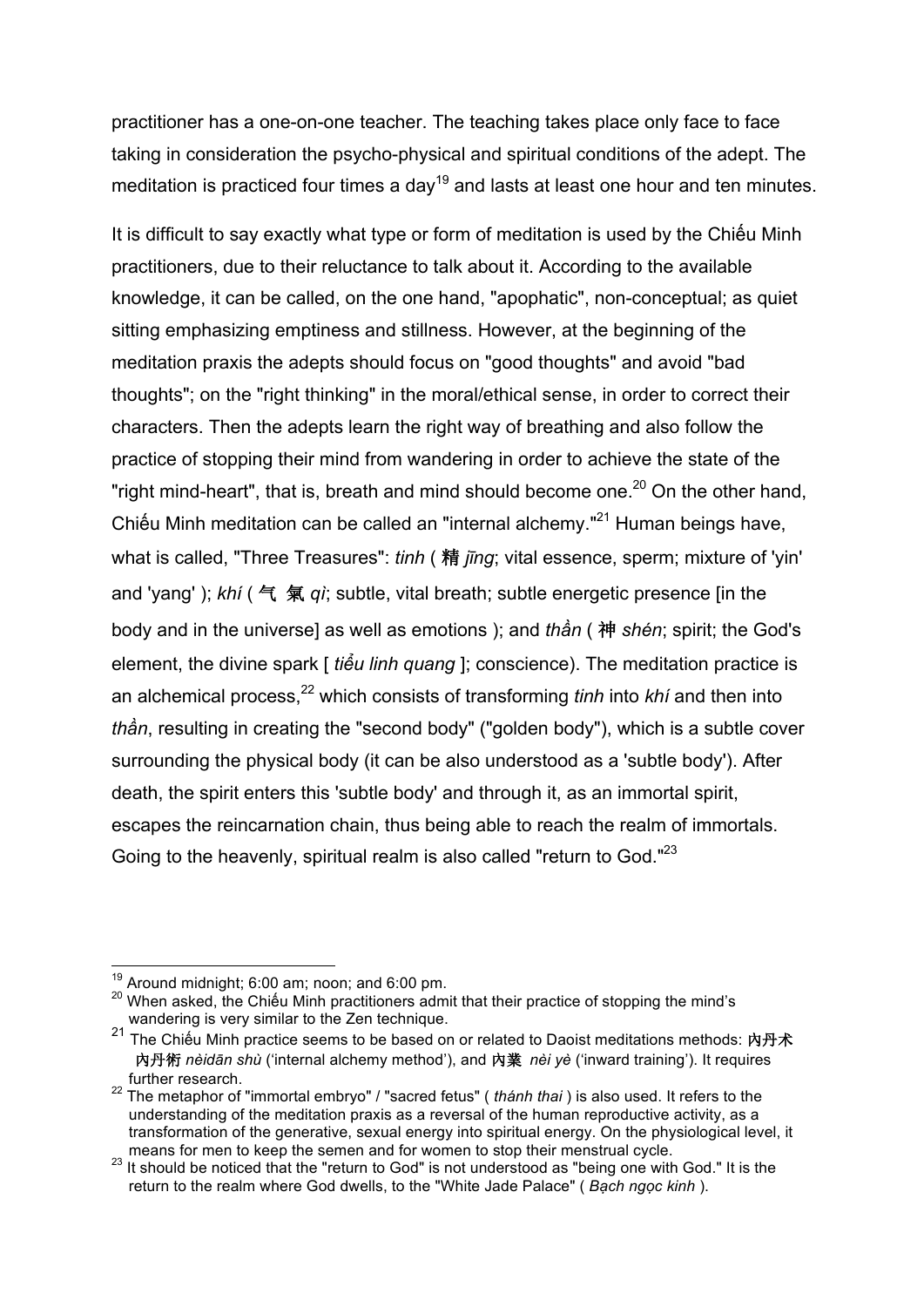practitioner has a one-on-one teacher. The teaching takes place only face to face taking in consideration the psycho-physical and spiritual conditions of the adept. The meditation is practiced four times a day[19] and lasts at least one hour and ten minutes.

It is difficult to say exactly what type or form of meditation is used by the Chiếu Minh practitioners, due to their reluctance to talk about it. According to the available knowledge, it can be called, on the one hand, "apophatic", non-conceptual; as quiet sitting emphasizing emptiness and stillness. However, at the beginning of the meditation praxis the adepts should focus on "good thoughts" and avoid "bad thoughts"; on the "right thinking" in the moral/ethical sense, in order to correct their characters. Then the adepts learn the right way of breathing and also follow the practice of stopping their mind from wandering in order to achieve the state of the "right mind-heart", that is, breath and mind should become one.[20] On the other hand, Chiếu Minh meditation can be called an "internal alchemy."[21] Human beings have, what is called, "Three Treasures": *tinh* ( 精 *jīng*; vital essence, sperm; mixture of 'yin' and 'yang' ); *khí* ( 气 氣 *qì*; subtle, vital breath; subtle energetic presence [in the body and in the universe] as well as emotions ); and *thần* ( 神 *shén*; spirit; the God's element, the divine spark [ *tiểu linh quang* ]; conscience). The meditation practice is an alchemical process,[22] which consists of transforming *tinh* into *khí* and then into *thần*, resulting in creating the "second body" ("golden body"), which is a subtle cover surrounding the physical body (it can be also understood as a 'subtle body'). After death, the spirit enters this 'subtle body' and through it, as an immortal spirit, escapes the reincarnation chain, thus being able to reach the realm of immortals. Going to the heavenly, spiritual realm is also called "return to God."[23]

---

[19] Around midnight; 6:00 am; noon; and 6:00 pm.

[20] When asked, the Chiếu Minh practitioners admit that their practice of stopping the mind's wandering is very similar to the Zen technique.

[21] The Chiếu Minh practice seems to be based on or related to Daoist meditations methods: 内丹术 内丹術 *nèidān shù* ('internal alchemy method'), and 内業 *nèi yè* ('inward training'). It requires further research.

[22] The metaphor of "immortal embryo" / "sacred fetus" ( *thánh thai* ) is also used. It refers to the understanding of the meditation praxis as a reversal of the human reproductive activity, as a transformation of the generative, sexual energy into spiritual energy. On the physiological level, it means for men to keep the semen and for women to stop their menstrual cycle.

[23] It should be noticed that the "return to God" is not understood as "being one with God." It is the return to the realm where God dwells, to the "White Jade Palace" ( *Bạch ngọc kinh* ).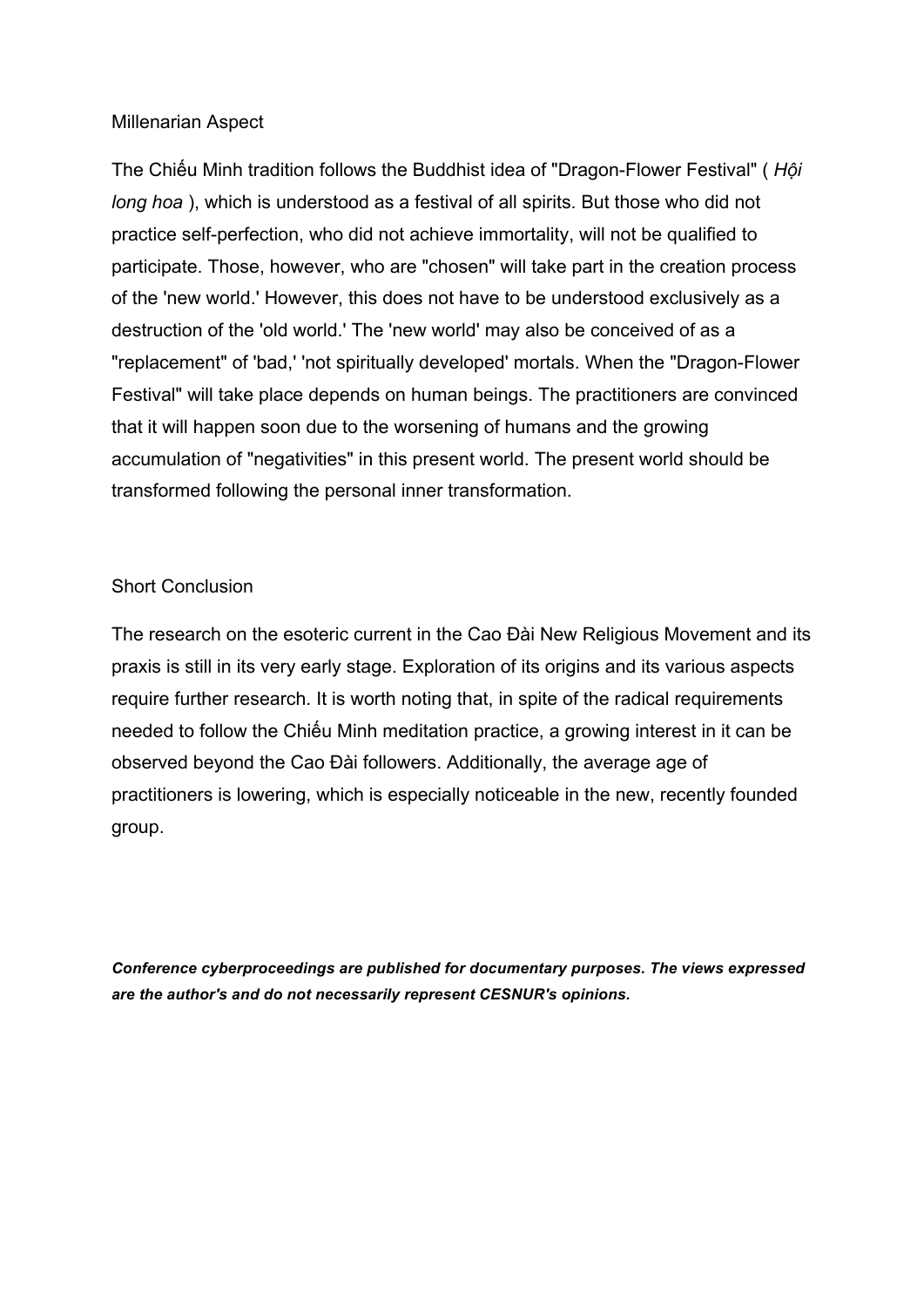## Millenarian Aspect

The Chiếu Minh tradition follows the Buddhist idea of "Dragon-Flower Festival" ( *Hội long hoa* ), which is understood as a festival of all spirits. But those who did not practice self-perfection, who did not achieve immortality, will not be qualified to participate. Those, however, who are "chosen" will take part in the creation process of the 'new world.' However, this does not have to be understood exclusively as a destruction of the 'old world.' The 'new world' may also be conceived of as a "replacement" of 'bad,' 'not spiritually developed' mortals. When the "Dragon-Flower Festival" will take place depends on human beings. The practitioners are convinced that it will happen soon due to the worsening of humans and the growing accumulation of "negativities" in this present world. The present world should be transformed following the personal inner transformation.

## Short Conclusion

The research on the esoteric current in the Cao Đài New Religious Movement and its praxis is still in its very early stage. Exploration of its origins and its various aspects require further research. It is worth noting that, in spite of the radical requirements needed to follow the Chiếu Minh meditation practice, a growing interest in it can be observed beyond the Cao Đài followers. Additionally, the average age of practitioners is lowering, which is especially noticeable in the new, recently founded group.

***Conference cyberproceedings are published for documentary purposes. The views expressed are the author's and do not necessarily represent CESNUR's opinions.***